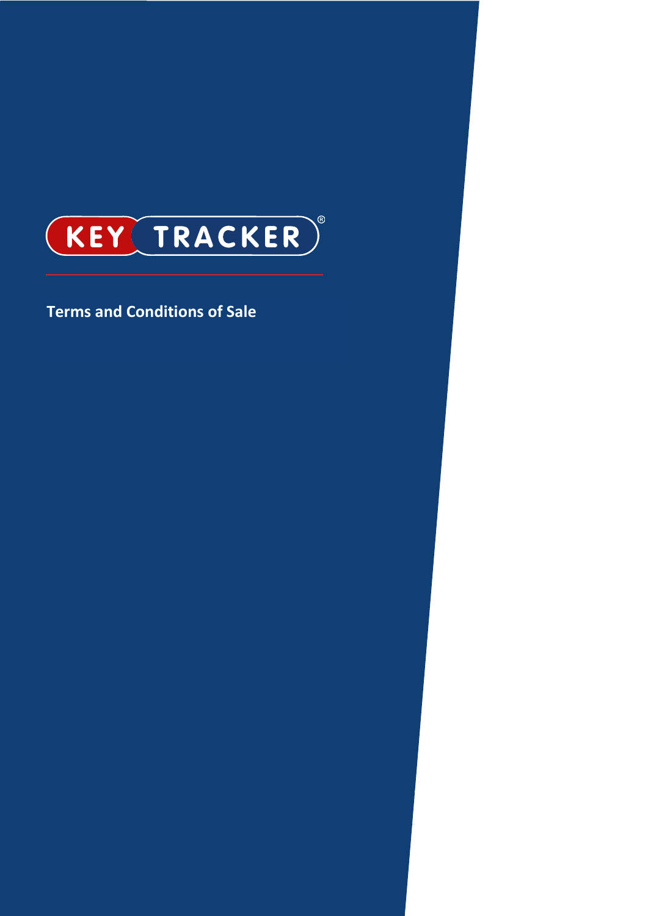KEY TRACKER®

# Terms and Conditions of Sale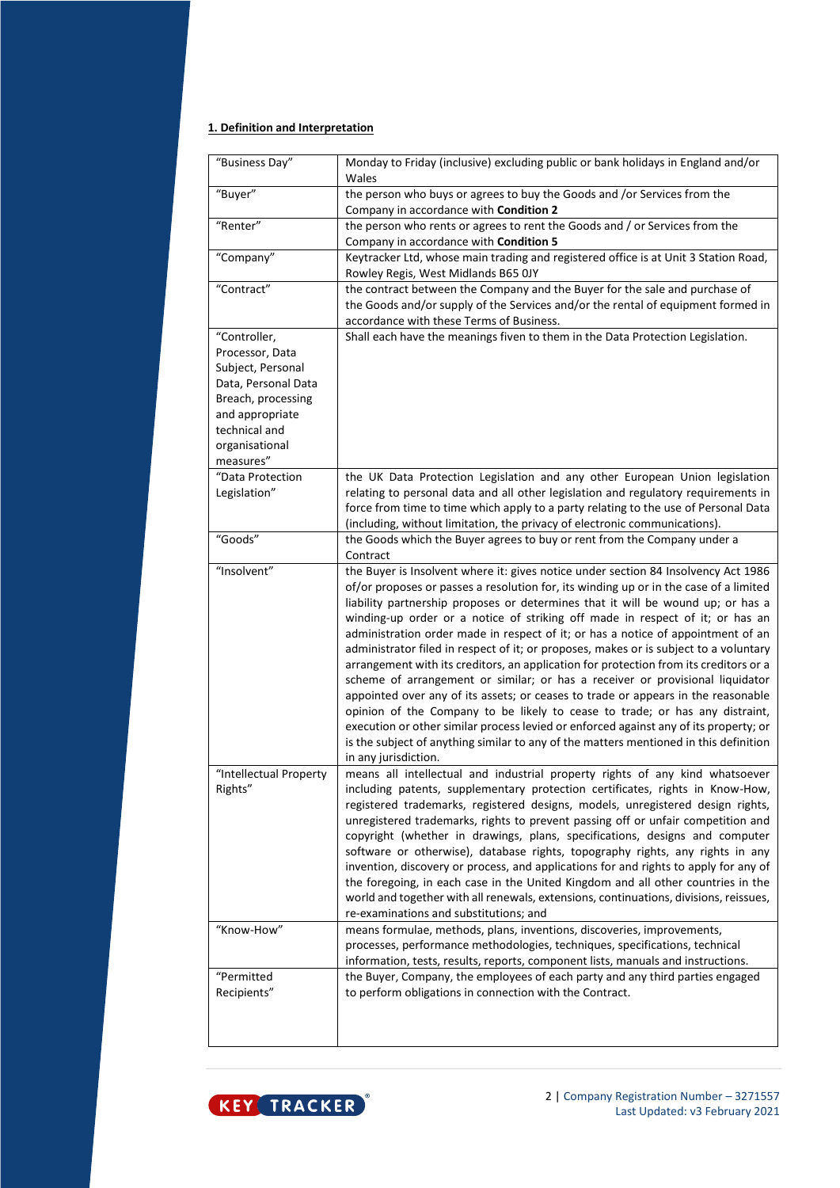**1. Definition and Interpretation**

| | |
|---|---|
| "Business Day" | Monday to Friday (inclusive) excluding public or bank holidays in England and/or Wales |
| "Buyer" | the person who buys or agrees to buy the Goods and /or Services from the Company in accordance with **Condition 2** |
| "Renter" | the person who rents or agrees to rent the Goods and / or Services from the Company in accordance with **Condition 5** |
| "Company" | Keytracker Ltd, whose main trading and registered office is at Unit 3 Station Road, Rowley Regis, West Midlands B65 0JY |
| "Contract" | the contract between the Company and the Buyer for the sale and purchase of the Goods and/or supply of the Services and/or the rental of equipment formed in accordance with these Terms of Business. |
| "Controller, Processor, Data Subject, Personal Data, Personal Data Breach, processing and appropriate technical and organisational measures" | Shall each have the meanings fiven to them in the Data Protection Legislation. |
| "Data Protection Legislation" | the UK Data Protection Legislation and any other European Union legislation relating to personal data and all other legislation and regulatory requirements in force from time to time which apply to a party relating to the use of Personal Data (including, without limitation, the privacy of electronic communications). |
| "Goods" | the Goods which the Buyer agrees to buy or rent from the Company under a Contract |
| "Insolvent" | the Buyer is Insolvent where it: gives notice under section 84 Insolvency Act 1986 of/or proposes or passes a resolution for, its winding up or in the case of a limited liability partnership proposes or determines that it will be wound up; or has a winding-up order or a notice of striking off made in respect of it; or has an administration order made in respect of it; or has a notice of appointment of an administrator filed in respect of it; or proposes, makes or is subject to a voluntary arrangement with its creditors, an application for protection from its creditors or a scheme of arrangement or similar; or has a receiver or provisional liquidator appointed over any of its assets; or ceases to trade or appears in the reasonable opinion of the Company to be likely to cease to trade; or has any distraint, execution or other similar process levied or enforced against any of its property; or is the subject of anything similar to any of the matters mentioned in this definition in any jurisdiction. |
| "Intellectual Property Rights" | means all intellectual and industrial property rights of any kind whatsoever including patents, supplementary protection certificates, rights in Know-How, registered trademarks, registered designs, models, unregistered design rights, unregistered trademarks, rights to prevent passing off or unfair competition and copyright (whether in drawings, plans, specifications, designs and computer software or otherwise), database rights, topography rights, any rights in any invention, discovery or process, and applications for and rights to apply for any of the foregoing, in each case in the United Kingdom and all other countries in the world and together with all renewals, extensions, continuations, divisions, reissues, re-examinations and substitutions; and |
| "Know-How" | means formulae, methods, plans, inventions, discoveries, improvements, processes, performance methodologies, techniques, specifications, technical information, tests, results, reports, component lists, manuals and instructions. |
| "Permitted Recipients" | the Buyer, Company, the employees of each party and any third parties engaged to perform obligations in connection with the Contract. |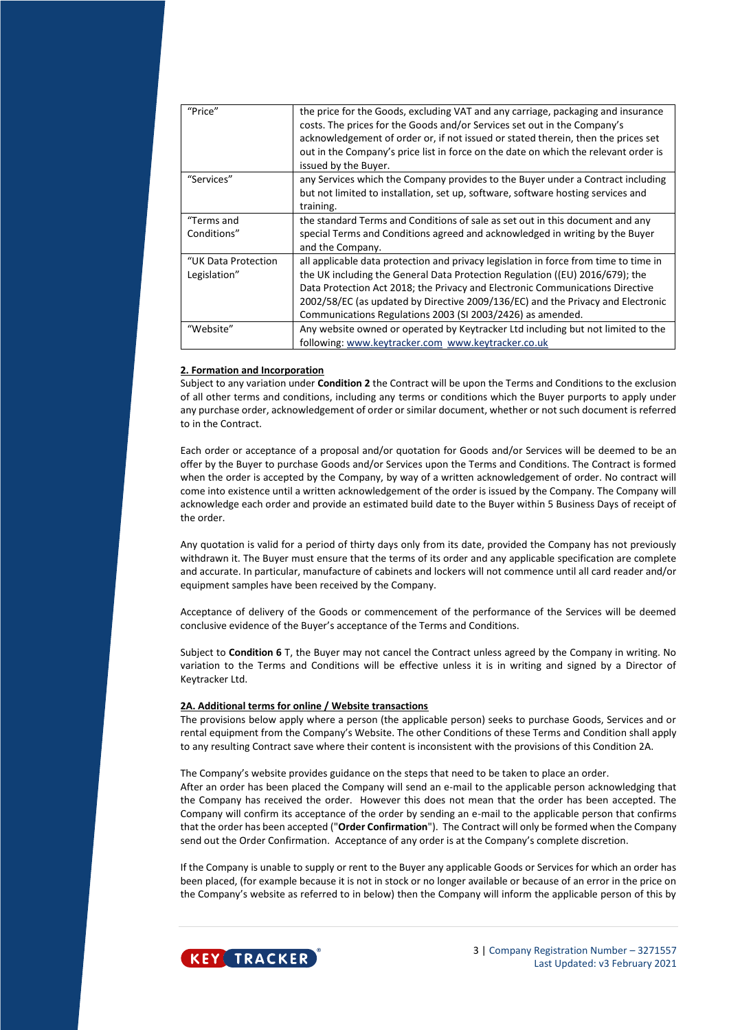| | |
|---|---|
| "Price" | the price for the Goods, excluding VAT and any carriage, packaging and insurance costs. The prices for the Goods and/or Services set out in the Company's acknowledgement of order or, if not issued or stated therein, then the prices set out in the Company's price list in force on the date on which the relevant order is issued by the Buyer. |
| "Services" | any Services which the Company provides to the Buyer under a Contract including but not limited to installation, set up, software, software hosting services and training. |
| "Terms and Conditions" | the standard Terms and Conditions of sale as set out in this document and any special Terms and Conditions agreed and acknowledged in writing by the Buyer and the Company. |
| "UK Data Protection Legislation" | all applicable data protection and privacy legislation in force from time to time in the UK including the General Data Protection Regulation ((EU) 2016/679); the Data Protection Act 2018; the Privacy and Electronic Communications Directive 2002/58/EC (as updated by Directive 2009/136/EC) and the Privacy and Electronic Communications Regulations 2003 (SI 2003/2426) as amended. |
| "Website" | Any website owned or operated by Keytracker Ltd including but not limited to the following: www.keytracker.com www.keytracker.co.uk |

**2. Formation and Incorporation**

Subject to any variation under **Condition 2** the Contract will be upon the Terms and Conditions to the exclusion of all other terms and conditions, including any terms or conditions which the Buyer purports to apply under any purchase order, acknowledgement of order or similar document, whether or not such document is referred to in the Contract.

Each order or acceptance of a proposal and/or quotation for Goods and/or Services will be deemed to be an offer by the Buyer to purchase Goods and/or Services upon the Terms and Conditions. The Contract is formed when the order is accepted by the Company, by way of a written acknowledgement of order. No contract will come into existence until a written acknowledgement of the order is issued by the Company. The Company will acknowledge each order and provide an estimated build date to the Buyer within 5 Business Days of receipt of the order.

Any quotation is valid for a period of thirty days only from its date, provided the Company has not previously withdrawn it. The Buyer must ensure that the terms of its order and any applicable specification are complete and accurate. In particular, manufacture of cabinets and lockers will not commence until all card reader and/or equipment samples have been received by the Company.

Acceptance of delivery of the Goods or commencement of the performance of the Services will be deemed conclusive evidence of the Buyer's acceptance of the Terms and Conditions.

Subject to **Condition 6** T, the Buyer may not cancel the Contract unless agreed by the Company in writing. No variation to the Terms and Conditions will be effective unless it is in writing and signed by a Director of Keytracker Ltd.

**2A. Additional terms for online / Website transactions**

The provisions below apply where a person (the applicable person) seeks to purchase Goods, Services and or rental equipment from the Company's Website. The other Conditions of these Terms and Condition shall apply to any resulting Contract save where their content is inconsistent with the provisions of this Condition 2A.

The Company's website provides guidance on the steps that need to be taken to place an order.

After an order has been placed the Company will send an e-mail to the applicable person acknowledging that the Company has received the order. However this does not mean that the order has been accepted. The Company will confirm its acceptance of the order by sending an e-mail to the applicable person that confirms that the order has been accepted ("**Order Confirmation**"). The Contract will only be formed when the Company send out the Order Confirmation. Acceptance of any order is at the Company's complete discretion.

If the Company is unable to supply or rent to the Buyer any applicable Goods or Services for which an order has been placed, (for example because it is not in stock or no longer available or because of an error in the price on the Company's website as referred to in below) then the Company will inform the applicable person of this by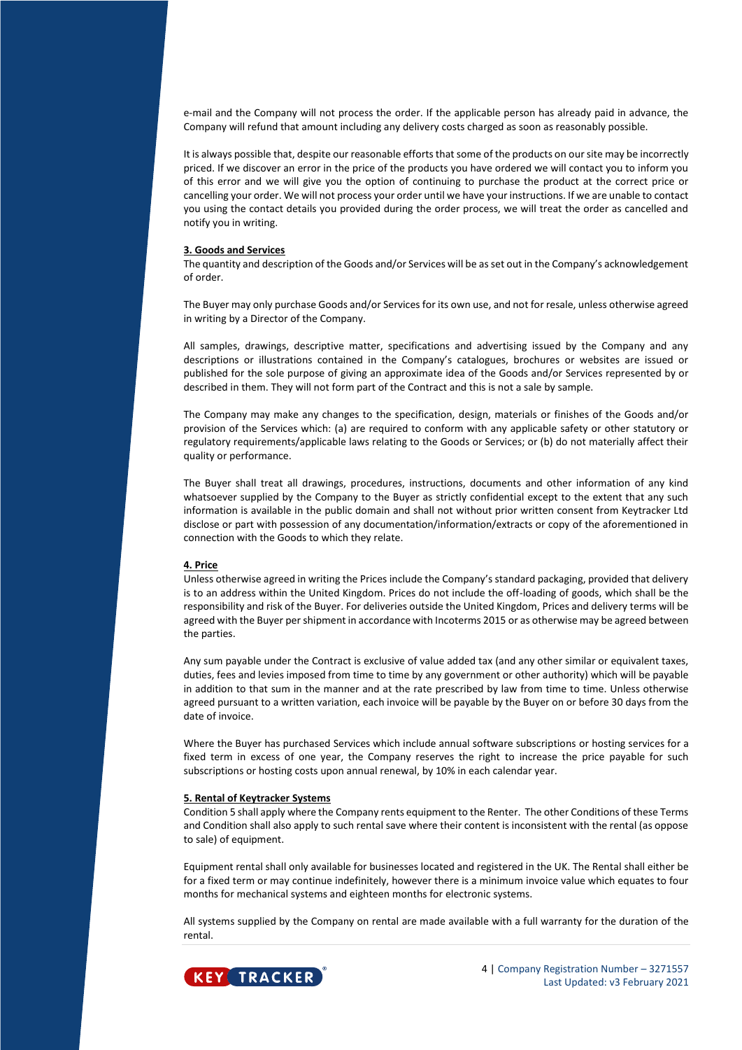e-mail and the Company will not process the order. If the applicable person has already paid in advance, the Company will refund that amount including any delivery costs charged as soon as reasonably possible.

It is always possible that, despite our reasonable efforts that some of the products on our site may be incorrectly priced. If we discover an error in the price of the products you have ordered we will contact you to inform you of this error and we will give you the option of continuing to purchase the product at the correct price or cancelling your order. We will not process your order until we have your instructions. If we are unable to contact you using the contact details you provided during the order process, we will treat the order as cancelled and notify you in writing.

**3. Goods and Services**

The quantity and description of the Goods and/or Services will be as set out in the Company's acknowledgement of order.

The Buyer may only purchase Goods and/or Services for its own use, and not for resale, unless otherwise agreed in writing by a Director of the Company.

All samples, drawings, descriptive matter, specifications and advertising issued by the Company and any descriptions or illustrations contained in the Company's catalogues, brochures or websites are issued or published for the sole purpose of giving an approximate idea of the Goods and/or Services represented by or described in them. They will not form part of the Contract and this is not a sale by sample.

The Company may make any changes to the specification, design, materials or finishes of the Goods and/or provision of the Services which: (a) are required to conform with any applicable safety or other statutory or regulatory requirements/applicable laws relating to the Goods or Services; or (b) do not materially affect their quality or performance.

The Buyer shall treat all drawings, procedures, instructions, documents and other information of any kind whatsoever supplied by the Company to the Buyer as strictly confidential except to the extent that any such information is available in the public domain and shall not without prior written consent from Keytracker Ltd disclose or part with possession of any documentation/information/extracts or copy of the aforementioned in connection with the Goods to which they relate.

**4. Price**

Unless otherwise agreed in writing the Prices include the Company's standard packaging, provided that delivery is to an address within the United Kingdom. Prices do not include the off-loading of goods, which shall be the responsibility and risk of the Buyer. For deliveries outside the United Kingdom, Prices and delivery terms will be agreed with the Buyer per shipment in accordance with Incoterms 2015 or as otherwise may be agreed between the parties.

Any sum payable under the Contract is exclusive of value added tax (and any other similar or equivalent taxes, duties, fees and levies imposed from time to time by any government or other authority) which will be payable in addition to that sum in the manner and at the rate prescribed by law from time to time. Unless otherwise agreed pursuant to a written variation, each invoice will be payable by the Buyer on or before 30 days from the date of invoice.

Where the Buyer has purchased Services which include annual software subscriptions or hosting services for a fixed term in excess of one year, the Company reserves the right to increase the price payable for such subscriptions or hosting costs upon annual renewal, by 10% in each calendar year.

**5. Rental of Keytracker Systems**

Condition 5 shall apply where the Company rents equipment to the Renter. The other Conditions of these Terms and Condition shall also apply to such rental save where their content is inconsistent with the rental (as oppose to sale) of equipment.

Equipment rental shall only available for businesses located and registered in the UK. The Rental shall either be for a fixed term or may continue indefinitely, however there is a minimum invoice value which equates to four months for mechanical systems and eighteen months for electronic systems.

All systems supplied by the Company on rental are made available with a full warranty for the duration of the rental.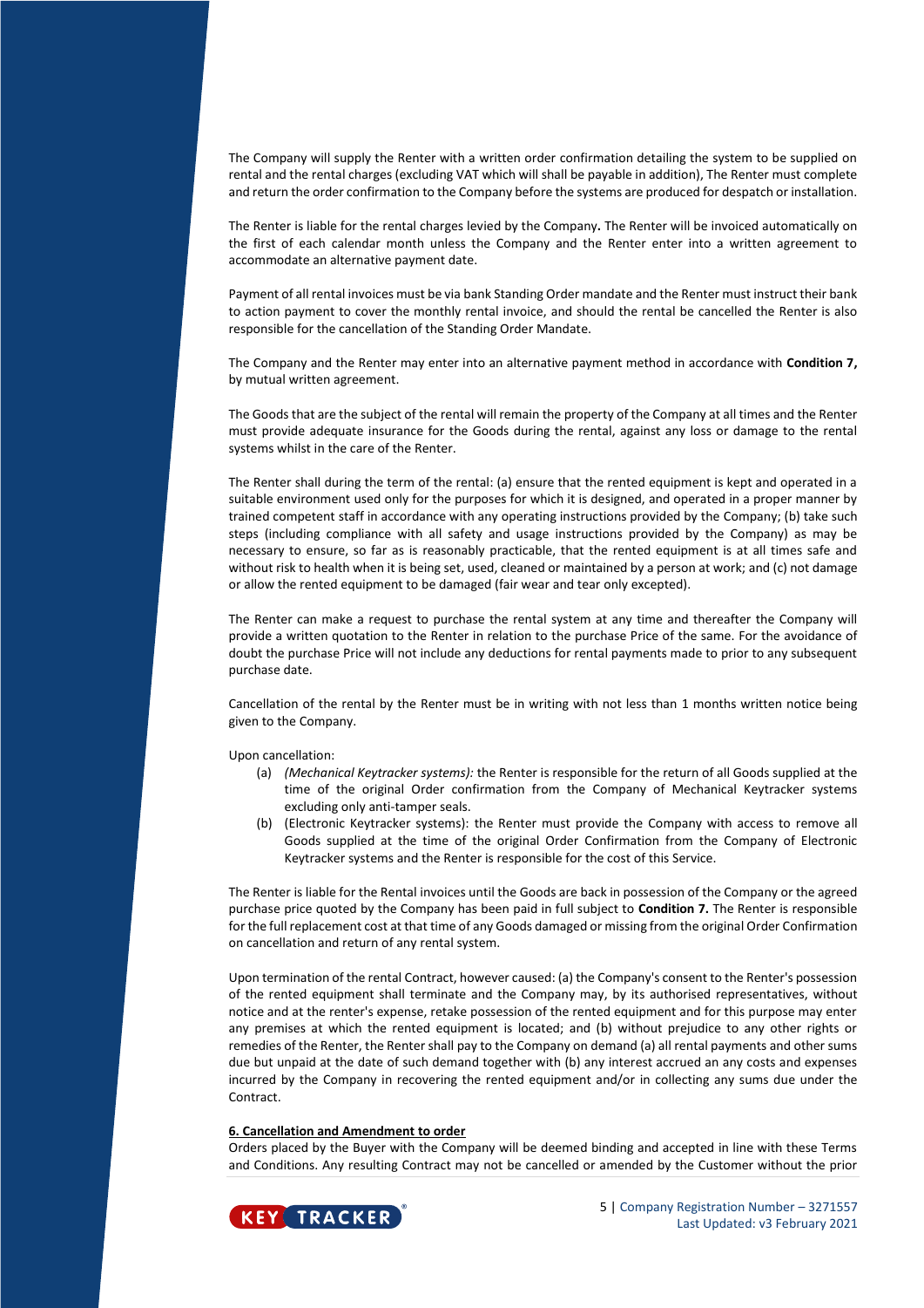The Company will supply the Renter with a written order confirmation detailing the system to be supplied on rental and the rental charges (excluding VAT which will shall be payable in addition), The Renter must complete and return the order confirmation to the Company before the systems are produced for despatch or installation.

The Renter is liable for the rental charges levied by the Company**.** The Renter will be invoiced automatically on the first of each calendar month unless the Company and the Renter enter into a written agreement to accommodate an alternative payment date.

Payment of all rental invoices must be via bank Standing Order mandate and the Renter must instruct their bank to action payment to cover the monthly rental invoice, and should the rental be cancelled the Renter is also responsible for the cancellation of the Standing Order Mandate.

The Company and the Renter may enter into an alternative payment method in accordance with **Condition 7,** by mutual written agreement.

The Goods that are the subject of the rental will remain the property of the Company at all times and the Renter must provide adequate insurance for the Goods during the rental, against any loss or damage to the rental systems whilst in the care of the Renter.

The Renter shall during the term of the rental: (a) ensure that the rented equipment is kept and operated in a suitable environment used only for the purposes for which it is designed, and operated in a proper manner by trained competent staff in accordance with any operating instructions provided by the Company; (b) take such steps (including compliance with all safety and usage instructions provided by the Company) as may be necessary to ensure, so far as is reasonably practicable, that the rented equipment is at all times safe and without risk to health when it is being set, used, cleaned or maintained by a person at work; and (c) not damage or allow the rented equipment to be damaged (fair wear and tear only excepted).

The Renter can make a request to purchase the rental system at any time and thereafter the Company will provide a written quotation to the Renter in relation to the purchase Price of the same. For the avoidance of doubt the purchase Price will not include any deductions for rental payments made to prior to any subsequent purchase date.

Cancellation of the rental by the Renter must be in writing with not less than 1 months written notice being given to the Company.

Upon cancellation:

(a) *(Mechanical Keytracker systems):* the Renter is responsible for the return of all Goods supplied at the time of the original Order confirmation from the Company of Mechanical Keytracker systems excluding only anti-tamper seals.

(b) (Electronic Keytracker systems): the Renter must provide the Company with access to remove all Goods supplied at the time of the original Order Confirmation from the Company of Electronic Keytracker systems and the Renter is responsible for the cost of this Service.

The Renter is liable for the Rental invoices until the Goods are back in possession of the Company or the agreed purchase price quoted by the Company has been paid in full subject to **Condition 7.** The Renter is responsible for the full replacement cost at that time of any Goods damaged or missing from the original Order Confirmation on cancellation and return of any rental system.

Upon termination of the rental Contract, however caused: (a) the Company's consent to the Renter's possession of the rented equipment shall terminate and the Company may, by its authorised representatives, without notice and at the renter's expense, retake possession of the rented equipment and for this purpose may enter any premises at which the rented equipment is located; and (b) without prejudice to any other rights or remedies of the Renter, the Renter shall pay to the Company on demand (a) all rental payments and other sums due but unpaid at the date of such demand together with (b) any interest accrued an any costs and expenses incurred by the Company in recovering the rented equipment and/or in collecting any sums due under the Contract.

**6. Cancellation and Amendment to order**

Orders placed by the Buyer with the Company will be deemed binding and accepted in line with these Terms and Conditions. Any resulting Contract may not be cancelled or amended by the Customer without the prior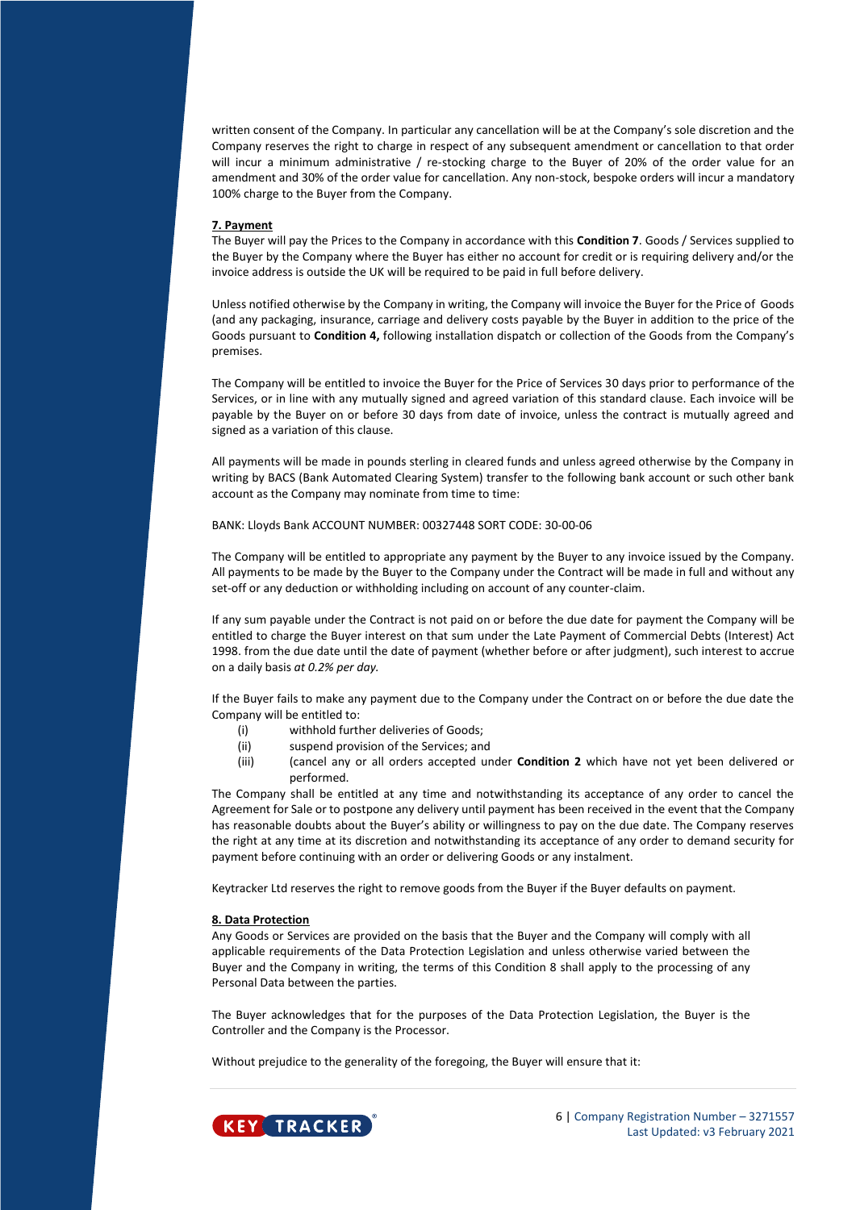written consent of the Company. In particular any cancellation will be at the Company's sole discretion and the Company reserves the right to charge in respect of any subsequent amendment or cancellation to that order will incur a minimum administrative / re-stocking charge to the Buyer of 20% of the order value for an amendment and 30% of the order value for cancellation. Any non-stock, bespoke orders will incur a mandatory 100% charge to the Buyer from the Company.

**7. Payment**

The Buyer will pay the Prices to the Company in accordance with this **Condition 7**. Goods / Services supplied to the Buyer by the Company where the Buyer has either no account for credit or is requiring delivery and/or the invoice address is outside the UK will be required to be paid in full before delivery.

Unless notified otherwise by the Company in writing, the Company will invoice the Buyer for the Price of Goods (and any packaging, insurance, carriage and delivery costs payable by the Buyer in addition to the price of the Goods pursuant to **Condition 4,** following installation dispatch or collection of the Goods from the Company's premises.

The Company will be entitled to invoice the Buyer for the Price of Services 30 days prior to performance of the Services, or in line with any mutually signed and agreed variation of this standard clause. Each invoice will be payable by the Buyer on or before 30 days from date of invoice, unless the contract is mutually agreed and signed as a variation of this clause.

All payments will be made in pounds sterling in cleared funds and unless agreed otherwise by the Company in writing by BACS (Bank Automated Clearing System) transfer to the following bank account or such other bank account as the Company may nominate from time to time:

BANK: Lloyds Bank ACCOUNT NUMBER: 00327448 SORT CODE: 30-00-06

The Company will be entitled to appropriate any payment by the Buyer to any invoice issued by the Company. All payments to be made by the Buyer to the Company under the Contract will be made in full and without any set-off or any deduction or withholding including on account of any counter-claim.

If any sum payable under the Contract is not paid on or before the due date for payment the Company will be entitled to charge the Buyer interest on that sum under the Late Payment of Commercial Debts (Interest) Act 1998. from the due date until the date of payment (whether before or after judgment), such interest to accrue on a daily basis *at 0.2% per day.*

If the Buyer fails to make any payment due to the Company under the Contract on or before the due date the Company will be entitled to:

(i) withhold further deliveries of Goods;
(ii) suspend provision of the Services; and
(iii) (cancel any or all orders accepted under **Condition 2** which have not yet been delivered or performed.

The Company shall be entitled at any time and notwithstanding its acceptance of any order to cancel the Agreement for Sale or to postpone any delivery until payment has been received in the event that the Company has reasonable doubts about the Buyer's ability or willingness to pay on the due date. The Company reserves the right at any time at its discretion and notwithstanding its acceptance of any order to demand security for payment before continuing with an order or delivering Goods or any instalment.

Keytracker Ltd reserves the right to remove goods from the Buyer if the Buyer defaults on payment.

**8. Data Protection**

Any Goods or Services are provided on the basis that the Buyer and the Company will comply with all applicable requirements of the Data Protection Legislation and unless otherwise varied between the Buyer and the Company in writing, the terms of this Condition 8 shall apply to the processing of any Personal Data between the parties.

The Buyer acknowledges that for the purposes of the Data Protection Legislation, the Buyer is the Controller and the Company is the Processor.

Without prejudice to the generality of the foregoing, the Buyer will ensure that it: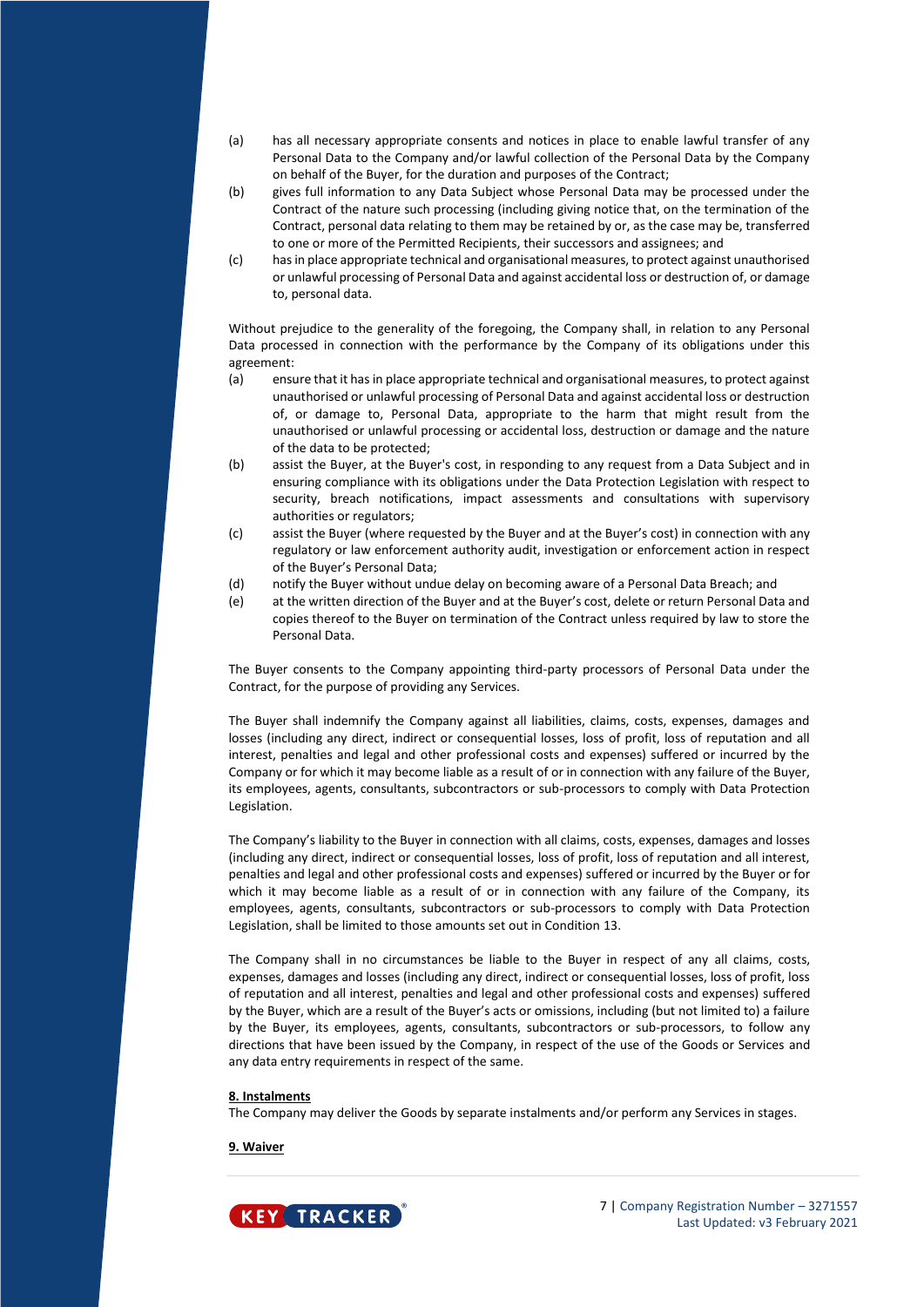(a) has all necessary appropriate consents and notices in place to enable lawful transfer of any Personal Data to the Company and/or lawful collection of the Personal Data by the Company on behalf of the Buyer, for the duration and purposes of the Contract;

(b) gives full information to any Data Subject whose Personal Data may be processed under the Contract of the nature such processing (including giving notice that, on the termination of the Contract, personal data relating to them may be retained by or, as the case may be, transferred to one or more of the Permitted Recipients, their successors and assignees; and

(c) has in place appropriate technical and organisational measures, to protect against unauthorised or unlawful processing of Personal Data and against accidental loss or destruction of, or damage to, personal data.

Without prejudice to the generality of the foregoing, the Company shall, in relation to any Personal Data processed in connection with the performance by the Company of its obligations under this agreement:

(a) ensure that it has in place appropriate technical and organisational measures, to protect against unauthorised or unlawful processing of Personal Data and against accidental loss or destruction of, or damage to, Personal Data, appropriate to the harm that might result from the unauthorised or unlawful processing or accidental loss, destruction or damage and the nature of the data to be protected;

(b) assist the Buyer, at the Buyer's cost, in responding to any request from a Data Subject and in ensuring compliance with its obligations under the Data Protection Legislation with respect to security, breach notifications, impact assessments and consultations with supervisory authorities or regulators;

(c) assist the Buyer (where requested by the Buyer and at the Buyer's cost) in connection with any regulatory or law enforcement authority audit, investigation or enforcement action in respect of the Buyer's Personal Data;

(d) notify the Buyer without undue delay on becoming aware of a Personal Data Breach; and

(e) at the written direction of the Buyer and at the Buyer's cost, delete or return Personal Data and copies thereof to the Buyer on termination of the Contract unless required by law to store the Personal Data.

The Buyer consents to the Company appointing third-party processors of Personal Data under the Contract, for the purpose of providing any Services.

The Buyer shall indemnify the Company against all liabilities, claims, costs, expenses, damages and losses (including any direct, indirect or consequential losses, loss of profit, loss of reputation and all interest, penalties and legal and other professional costs and expenses) suffered or incurred by the Company or for which it may become liable as a result of or in connection with any failure of the Buyer, its employees, agents, consultants, subcontractors or sub-processors to comply with Data Protection Legislation.

The Company's liability to the Buyer in connection with all claims, costs, expenses, damages and losses (including any direct, indirect or consequential losses, loss of profit, loss of reputation and all interest, penalties and legal and other professional costs and expenses) suffered or incurred by the Buyer or for which it may become liable as a result of or in connection with any failure of the Company, its employees, agents, consultants, subcontractors or sub-processors to comply with Data Protection Legislation, shall be limited to those amounts set out in Condition 13.

The Company shall in no circumstances be liable to the Buyer in respect of any all claims, costs, expenses, damages and losses (including any direct, indirect or consequential losses, loss of profit, loss of reputation and all interest, penalties and legal and other professional costs and expenses) suffered by the Buyer, which are a result of the Buyer's acts or omissions, including (but not limited to) a failure by the Buyer, its employees, agents, consultants, subcontractors or sub-processors, to follow any directions that have been issued by the Company, in respect of the use of the Goods or Services and any data entry requirements in respect of the same.

**8. Instalments**

The Company may deliver the Goods by separate instalments and/or perform any Services in stages.

**9. Waiver**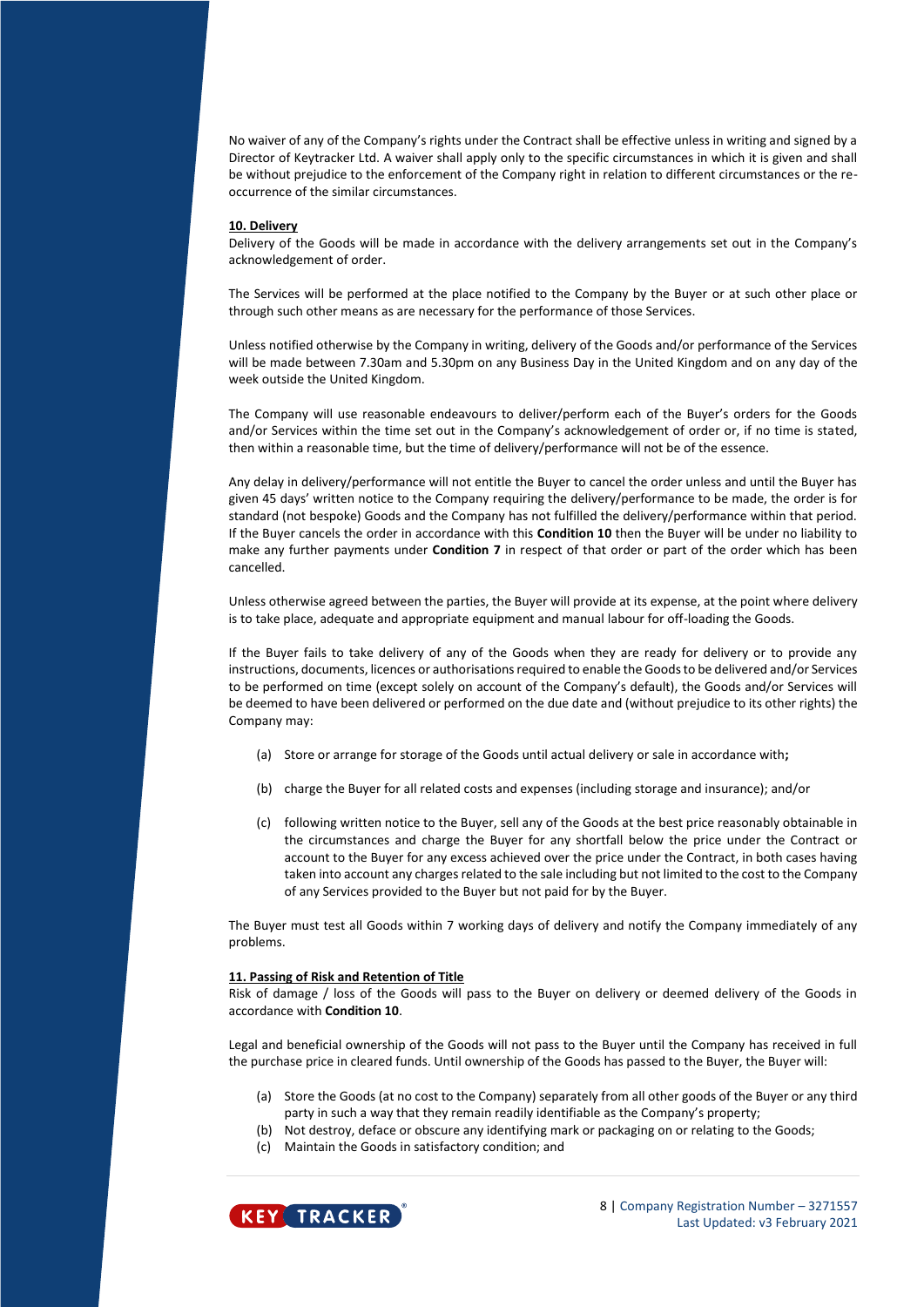No waiver of any of the Company's rights under the Contract shall be effective unless in writing and signed by a Director of Keytracker Ltd. A waiver shall apply only to the specific circumstances in which it is given and shall be without prejudice to the enforcement of the Company right in relation to different circumstances or the re-occurrence of the similar circumstances.

**10. Delivery**

Delivery of the Goods will be made in accordance with the delivery arrangements set out in the Company's acknowledgement of order.

The Services will be performed at the place notified to the Company by the Buyer or at such other place or through such other means as are necessary for the performance of those Services.

Unless notified otherwise by the Company in writing, delivery of the Goods and/or performance of the Services will be made between 7.30am and 5.30pm on any Business Day in the United Kingdom and on any day of the week outside the United Kingdom.

The Company will use reasonable endeavours to deliver/perform each of the Buyer's orders for the Goods and/or Services within the time set out in the Company's acknowledgement of order or, if no time is stated, then within a reasonable time, but the time of delivery/performance will not be of the essence.

Any delay in delivery/performance will not entitle the Buyer to cancel the order unless and until the Buyer has given 45 days' written notice to the Company requiring the delivery/performance to be made, the order is for standard (not bespoke) Goods and the Company has not fulfilled the delivery/performance within that period. If the Buyer cancels the order in accordance with this **Condition 10** then the Buyer will be under no liability to make any further payments under **Condition 7** in respect of that order or part of the order which has been cancelled.

Unless otherwise agreed between the parties, the Buyer will provide at its expense, at the point where delivery is to take place, adequate and appropriate equipment and manual labour for off-loading the Goods.

If the Buyer fails to take delivery of any of the Goods when they are ready for delivery or to provide any instructions, documents, licences or authorisations required to enable the Goods to be delivered and/or Services to be performed on time (except solely on account of the Company's default), the Goods and/or Services will be deemed to have been delivered or performed on the due date and (without prejudice to its other rights) the Company may:

(a) Store or arrange for storage of the Goods until actual delivery or sale in accordance with**;**

(b) charge the Buyer for all related costs and expenses (including storage and insurance); and/or

(c) following written notice to the Buyer, sell any of the Goods at the best price reasonably obtainable in the circumstances and charge the Buyer for any shortfall below the price under the Contract or account to the Buyer for any excess achieved over the price under the Contract, in both cases having taken into account any charges related to the sale including but not limited to the cost to the Company of any Services provided to the Buyer but not paid for by the Buyer.

The Buyer must test all Goods within 7 working days of delivery and notify the Company immediately of any problems.

**11. Passing of Risk and Retention of Title**

Risk of damage / loss of the Goods will pass to the Buyer on delivery or deemed delivery of the Goods in accordance with **Condition 10**.

Legal and beneficial ownership of the Goods will not pass to the Buyer until the Company has received in full the purchase price in cleared funds. Until ownership of the Goods has passed to the Buyer, the Buyer will:

(a) Store the Goods (at no cost to the Company) separately from all other goods of the Buyer or any third party in such a way that they remain readily identifiable as the Company's property;
(b) Not destroy, deface or obscure any identifying mark or packaging on or relating to the Goods;
(c) Maintain the Goods in satisfactory condition; and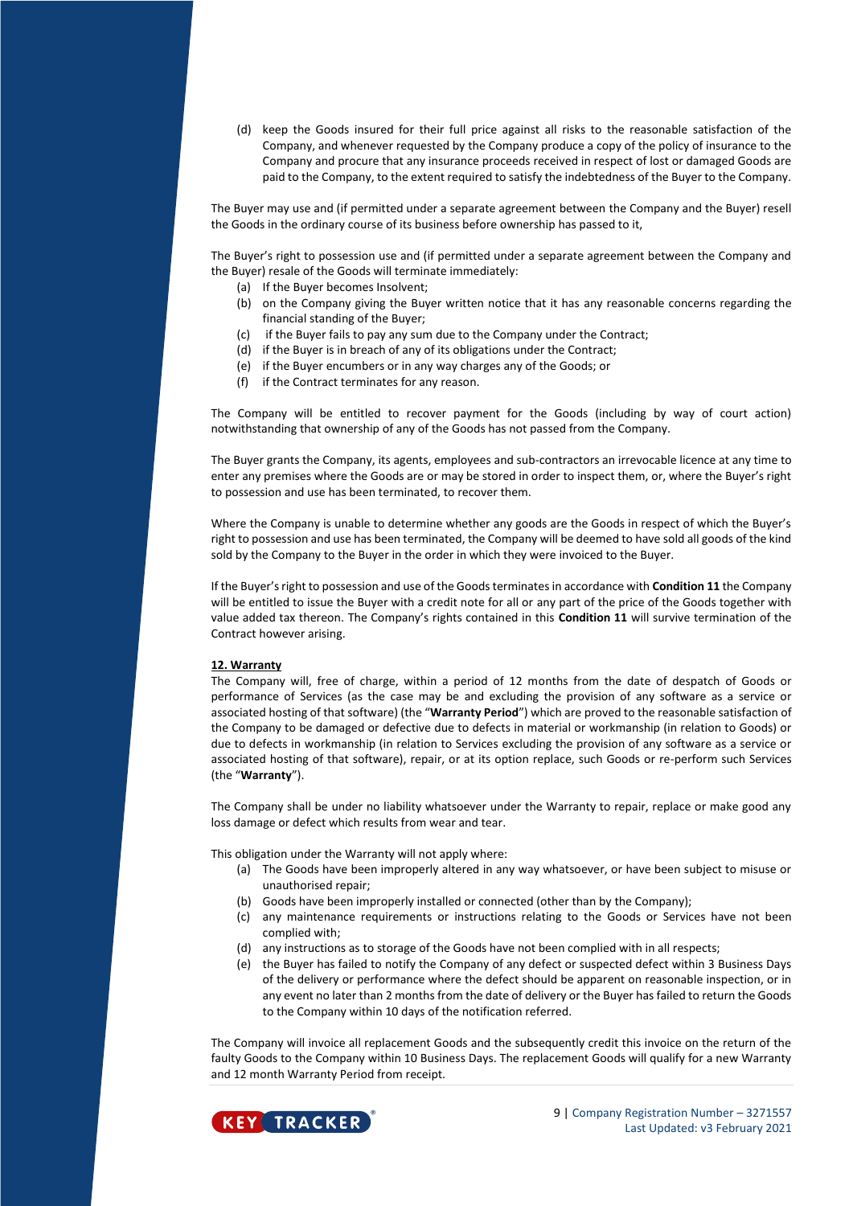(d) keep the Goods insured for their full price against all risks to the reasonable satisfaction of the Company, and whenever requested by the Company produce a copy of the policy of insurance to the Company and procure that any insurance proceeds received in respect of lost or damaged Goods are paid to the Company, to the extent required to satisfy the indebtedness of the Buyer to the Company.

The Buyer may use and (if permitted under a separate agreement between the Company and the Buyer) resell the Goods in the ordinary course of its business before ownership has passed to it,

The Buyer's right to possession use and (if permitted under a separate agreement between the Company and the Buyer) resale of the Goods will terminate immediately:

(a) If the Buyer becomes Insolvent;
(b) on the Company giving the Buyer written notice that it has any reasonable concerns regarding the financial standing of the Buyer;
(c) if the Buyer fails to pay any sum due to the Company under the Contract;
(d) if the Buyer is in breach of any of its obligations under the Contract;
(e) if the Buyer encumbers or in any way charges any of the Goods; or
(f) if the Contract terminates for any reason.

The Company will be entitled to recover payment for the Goods (including by way of court action) notwithstanding that ownership of any of the Goods has not passed from the Company.

The Buyer grants the Company, its agents, employees and sub-contractors an irrevocable licence at any time to enter any premises where the Goods are or may be stored in order to inspect them, or, where the Buyer's right to possession and use has been terminated, to recover them.

Where the Company is unable to determine whether any goods are the Goods in respect of which the Buyer's right to possession and use has been terminated, the Company will be deemed to have sold all goods of the kind sold by the Company to the Buyer in the order in which they were invoiced to the Buyer.

If the Buyer's right to possession and use of the Goods terminates in accordance with **Condition 11** the Company will be entitled to issue the Buyer with a credit note for all or any part of the price of the Goods together with value added tax thereon. The Company's rights contained in this **Condition 11** will survive termination of the Contract however arising.

**12. Warranty**

The Company will, free of charge, within a period of 12 months from the date of despatch of Goods or performance of Services (as the case may be and excluding the provision of any software as a service or associated hosting of that software) (the "**Warranty Period**") which are proved to the reasonable satisfaction of the Company to be damaged or defective due to defects in material or workmanship (in relation to Goods) or due to defects in workmanship (in relation to Services excluding the provision of any software as a service or associated hosting of that software), repair, or at its option replace, such Goods or re-perform such Services (the "**Warranty**").

The Company shall be under no liability whatsoever under the Warranty to repair, replace or make good any loss damage or defect which results from wear and tear.

This obligation under the Warranty will not apply where:

(a) The Goods have been improperly altered in any way whatsoever, or have been subject to misuse or unauthorised repair;
(b) Goods have been improperly installed or connected (other than by the Company);
(c) any maintenance requirements or instructions relating to the Goods or Services have not been complied with;
(d) any instructions as to storage of the Goods have not been complied with in all respects;
(e) the Buyer has failed to notify the Company of any defect or suspected defect within 3 Business Days of the delivery or performance where the defect should be apparent on reasonable inspection, or in any event no later than 2 months from the date of delivery or the Buyer has failed to return the Goods to the Company within 10 days of the notification referred.

The Company will invoice all replacement Goods and the subsequently credit this invoice on the return of the faulty Goods to the Company within 10 Business Days. The replacement Goods will qualify for a new Warranty and 12 month Warranty Period from receipt.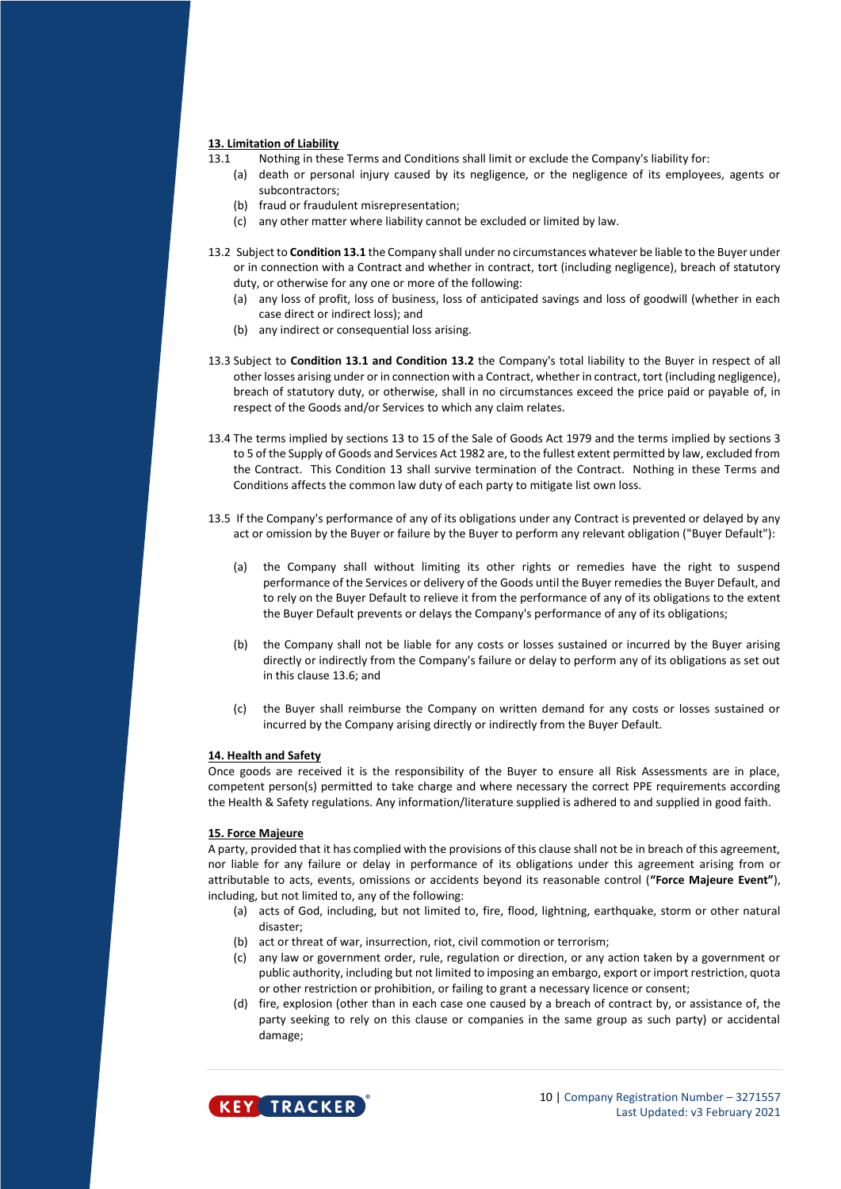## 13. Limitation of Liability

13.1 Nothing in these Terms and Conditions shall limit or exclude the Company's liability for:

- (a) death or personal injury caused by its negligence, or the negligence of its employees, agents or subcontractors;
- (b) fraud or fraudulent misrepresentation;
- (c) any other matter where liability cannot be excluded or limited by law.

13.2 Subject to **Condition 13.1** the Company shall under no circumstances whatever be liable to the Buyer under or in connection with a Contract and whether in contract, tort (including negligence), breach of statutory duty, or otherwise for any one or more of the following:

- (a) any loss of profit, loss of business, loss of anticipated savings and loss of goodwill (whether in each case direct or indirect loss); and
- (b) any indirect or consequential loss arising.

13.3 Subject to **Condition 13.1 and Condition 13.2** the Company's total liability to the Buyer in respect of all other losses arising under or in connection with a Contract, whether in contract, tort (including negligence), breach of statutory duty, or otherwise, shall in no circumstances exceed the price paid or payable of, in respect of the Goods and/or Services to which any claim relates.

13.4 The terms implied by sections 13 to 15 of the Sale of Goods Act 1979 and the terms implied by sections 3 to 5 of the Supply of Goods and Services Act 1982 are, to the fullest extent permitted by law, excluded from the Contract. This Condition 13 shall survive termination of the Contract. Nothing in these Terms and Conditions affects the common law duty of each party to mitigate list own loss.

13.5 If the Company's performance of any of its obligations under any Contract is prevented or delayed by any act or omission by the Buyer or failure by the Buyer to perform any relevant obligation ("Buyer Default"):

- (a) the Company shall without limiting its other rights or remedies have the right to suspend performance of the Services or delivery of the Goods until the Buyer remedies the Buyer Default, and to rely on the Buyer Default to relieve it from the performance of any of its obligations to the extent the Buyer Default prevents or delays the Company's performance of any of its obligations;
- (b) the Company shall not be liable for any costs or losses sustained or incurred by the Buyer arising directly or indirectly from the Company's failure or delay to perform any of its obligations as set out in this clause 13.6; and
- (c) the Buyer shall reimburse the Company on written demand for any costs or losses sustained or incurred by the Company arising directly or indirectly from the Buyer Default.

## 14. Health and Safety

Once goods are received it is the responsibility of the Buyer to ensure all Risk Assessments are in place, competent person(s) permitted to take charge and where necessary the correct PPE requirements according the Health & Safety regulations. Any information/literature supplied is adhered to and supplied in good faith.

## 15. Force Majeure

A party, provided that it has complied with the provisions of this clause shall not be in breach of this agreement, nor liable for any failure or delay in performance of its obligations under this agreement arising from or attributable to acts, events, omissions or accidents beyond its reasonable control (**"Force Majeure Event"**), including, but not limited to, any of the following:

- (a) acts of God, including, but not limited to, fire, flood, lightning, earthquake, storm or other natural disaster;
- (b) act or threat of war, insurrection, riot, civil commotion or terrorism;
- (c) any law or government order, rule, regulation or direction, or any action taken by a government or public authority, including but not limited to imposing an embargo, export or import restriction, quota or other restriction or prohibition, or failing to grant a necessary licence or consent;
- (d) fire, explosion (other than in each case one caused by a breach of contract by, or assistance of, the party seeking to rely on this clause or companies in the same group as such party) or accidental damage;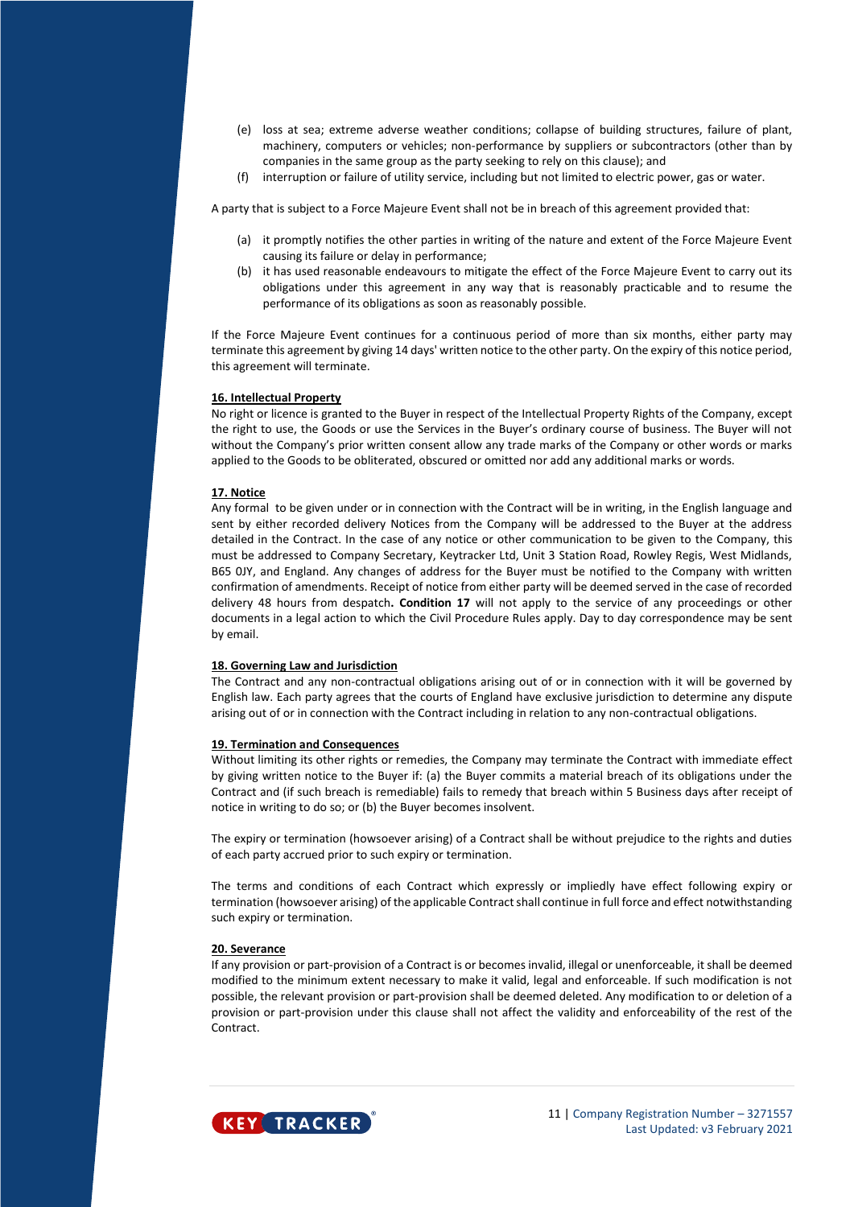(e) loss at sea; extreme adverse weather conditions; collapse of building structures, failure of plant, machinery, computers or vehicles; non-performance by suppliers or subcontractors (other than by companies in the same group as the party seeking to rely on this clause); and

(f) interruption or failure of utility service, including but not limited to electric power, gas or water.

A party that is subject to a Force Majeure Event shall not be in breach of this agreement provided that:

(a) it promptly notifies the other parties in writing of the nature and extent of the Force Majeure Event causing its failure or delay in performance;

(b) it has used reasonable endeavours to mitigate the effect of the Force Majeure Event to carry out its obligations under this agreement in any way that is reasonably practicable and to resume the performance of its obligations as soon as reasonably possible.

If the Force Majeure Event continues for a continuous period of more than six months, either party may terminate this agreement by giving 14 days' written notice to the other party. On the expiry of this notice period, this agreement will terminate.

**16. Intellectual Property**

No right or licence is granted to the Buyer in respect of the Intellectual Property Rights of the Company, except the right to use, the Goods or use the Services in the Buyer's ordinary course of business. The Buyer will not without the Company's prior written consent allow any trade marks of the Company or other words or marks applied to the Goods to be obliterated, obscured or omitted nor add any additional marks or words.

**17. Notice**

Any formal to be given under or in connection with the Contract will be in writing, in the English language and sent by either recorded delivery Notices from the Company will be addressed to the Buyer at the address detailed in the Contract. In the case of any notice or other communication to be given to the Company, this must be addressed to Company Secretary, Keytracker Ltd, Unit 3 Station Road, Rowley Regis, West Midlands, B65 0JY, and England. Any changes of address for the Buyer must be notified to the Company with written confirmation of amendments. Receipt of notice from either party will be deemed served in the case of recorded delivery 48 hours from despatch**. Condition 17** will not apply to the service of any proceedings or other documents in a legal action to which the Civil Procedure Rules apply. Day to day correspondence may be sent by email.

**18. Governing Law and Jurisdiction**

The Contract and any non-contractual obligations arising out of or in connection with it will be governed by English law. Each party agrees that the courts of England have exclusive jurisdiction to determine any dispute arising out of or in connection with the Contract including in relation to any non-contractual obligations.

**19. Termination and Consequences**

Without limiting its other rights or remedies, the Company may terminate the Contract with immediate effect by giving written notice to the Buyer if: (a) the Buyer commits a material breach of its obligations under the Contract and (if such breach is remediable) fails to remedy that breach within 5 Business days after receipt of notice in writing to do so; or (b) the Buyer becomes insolvent.

The expiry or termination (howsoever arising) of a Contract shall be without prejudice to the rights and duties of each party accrued prior to such expiry or termination.

The terms and conditions of each Contract which expressly or impliedly have effect following expiry or termination (howsoever arising) of the applicable Contract shall continue in full force and effect notwithstanding such expiry or termination.

**20. Severance**

If any provision or part-provision of a Contract is or becomes invalid, illegal or unenforceable, it shall be deemed modified to the minimum extent necessary to make it valid, legal and enforceable. If such modification is not possible, the relevant provision or part-provision shall be deemed deleted. Any modification to or deletion of a provision or part-provision under this clause shall not affect the validity and enforceability of the rest of the Contract.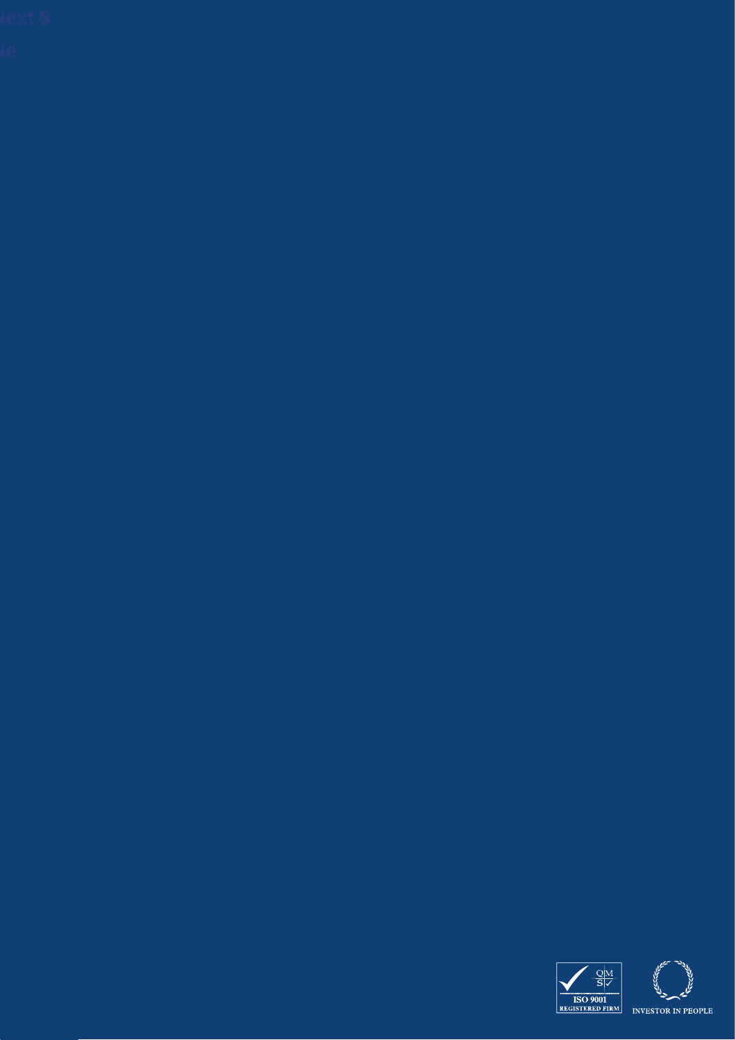ISO 9001
REGISTERED FIRM

INVESTOR IN PEOPLE